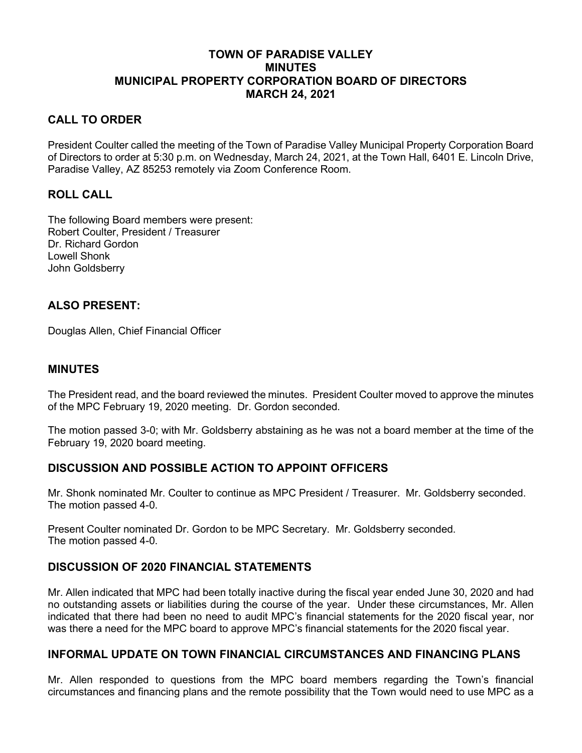# TOWN OF PARADISE VALLEY
# MINUTES
# MUNICIPAL PROPERTY CORPORATION BOARD OF DIRECTORS
# MARCH 24, 2021

## CALL TO ORDER

President Coulter called the meeting of the Town of Paradise Valley Municipal Property Corporation Board of Directors to order at 5:30 p.m. on Wednesday, March 24, 2021, at the Town Hall, 6401 E. Lincoln Drive, Paradise Valley, AZ 85253 remotely via Zoom Conference Room.

## ROLL CALL

The following Board members were present:
Robert Coulter, President / Treasurer
Dr. Richard Gordon
Lowell Shonk
John Goldsberry

## ALSO PRESENT:

Douglas Allen, Chief Financial Officer

## MINUTES

The President read, and the board reviewed the minutes. President Coulter moved to approve the minutes of the MPC February 19, 2020 meeting. Dr. Gordon seconded.

The motion passed 3-0; with Mr. Goldsberry abstaining as he was not a board member at the time of the February 19, 2020 board meeting.

## DISCUSSION AND POSSIBLE ACTION TO APPOINT OFFICERS

Mr. Shonk nominated Mr. Coulter to continue as MPC President / Treasurer. Mr. Goldsberry seconded.
The motion passed 4-0.

Present Coulter nominated Dr. Gordon to be MPC Secretary. Mr. Goldsberry seconded.
The motion passed 4-0.

## DISCUSSION OF 2020 FINANCIAL STATEMENTS

Mr. Allen indicated that MPC had been totally inactive during the fiscal year ended June 30, 2020 and had no outstanding assets or liabilities during the course of the year. Under these circumstances, Mr. Allen indicated that there had been no need to audit MPC's financial statements for the 2020 fiscal year, nor was there a need for the MPC board to approve MPC's financial statements for the 2020 fiscal year.

## INFORMAL UPDATE ON TOWN FINANCIAL CIRCUMSTANCES AND FINANCING PLANS

Mr. Allen responded to questions from the MPC board members regarding the Town's financial circumstances and financing plans and the remote possibility that the Town would need to use MPC as a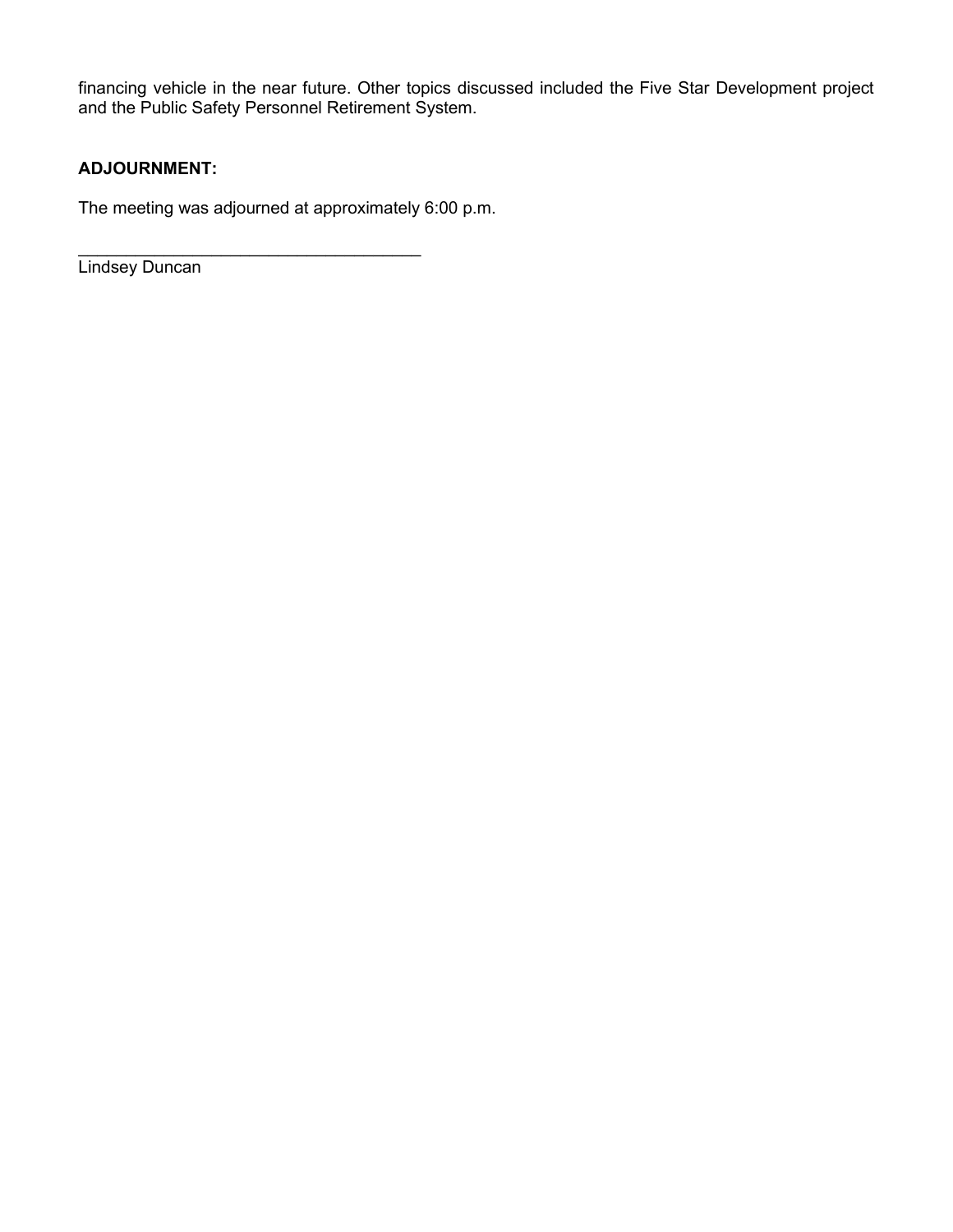financing vehicle in the near future. Other topics discussed included the Five Star Development project and the Public Safety Personnel Retirement System.

**ADJOURNMENT:**

The meeting was adjourned at approximately 6:00 p.m.

_____________________________________
Lindsey Duncan